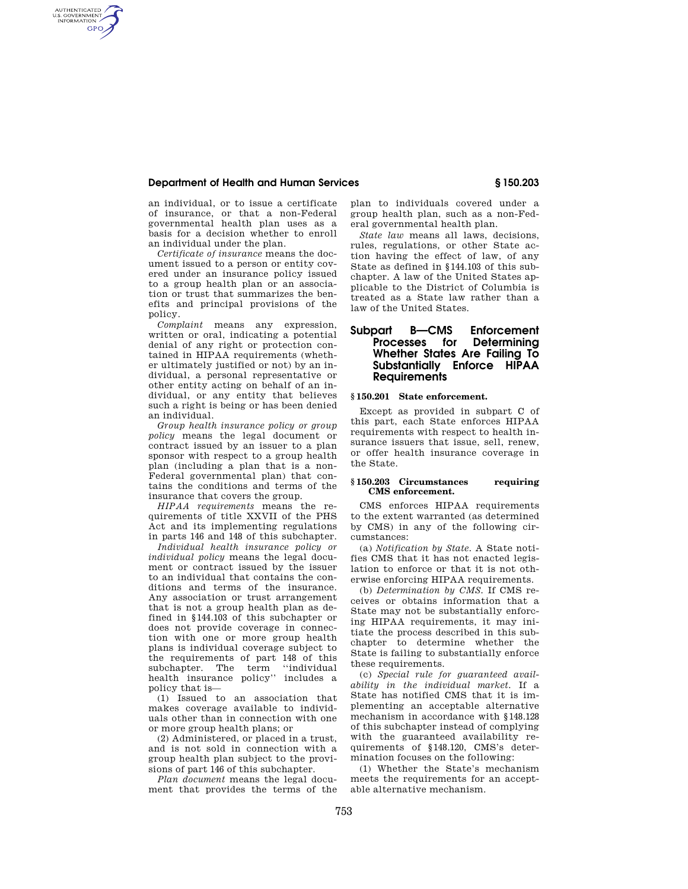an individual, or to issue a certificate of insurance, or that a non-Federal governmental health plan uses as a basis for a decision whether to enroll an individual under the plan.

*Certificate of insurance* means the document issued to a person or entity covered under an insurance policy issued to a group health plan or an association or trust that summarizes the benefits and principal provisions of the policy.

*Complaint* means any expression, written or oral, indicating a potential denial of any right or protection contained in HIPAA requirements (whether ultimately justified or not) by an individual, a personal representative or other entity acting on behalf of an individual, or any entity that believes such a right is being or has been denied an individual.

*Group health insurance policy or group policy* means the legal document or contract issued by an issuer to a plan sponsor with respect to a group health plan (including a plan that is a non-Federal governmental plan) that contains the conditions and terms of the insurance that covers the group.

*HIPAA requirements* means the requirements of title XXVII of the PHS Act and its implementing regulations in parts 146 and 148 of this subchapter.

*Individual health insurance policy or individual policy* means the legal document or contract issued by the issuer to an individual that contains the conditions and terms of the insurance. Any association or trust arrangement that is not a group health plan as defined in §144.103 of this subchapter or does not provide coverage in connection with one or more group health plans is individual coverage subject to the requirements of part 148 of this subchapter. The term ''individual health insurance policy'' includes a policy that is—

(1) Issued to an association that makes coverage available to individuals other than in connection with one or more group health plans; or

(2) Administered, or placed in a trust, and is not sold in connection with a group health plan subject to the provisions of part 146 of this subchapter.

*Plan document* means the legal document that provides the terms of the plan to individuals covered under a group health plan, such as a non-Federal governmental health plan.

*State law* means all laws, decisions, rules, regulations, or other State action having the effect of law, of any State as defined in §144.103 of this subchapter. A law of the United States applicable to the District of Columbia is treated as a State law rather than a law of the United States.

## Subpart B—CMS Enforcement Processes for Determining Whether States Are Failing To Substantially Enforce HIPAA Requirements

### §150.201 State enforcement.

Except as provided in subpart C of this part, each State enforces HIPAA requirements with respect to health insurance issuers that issue, sell, renew, or offer health insurance coverage in the State.

### §150.203 Circumstances requiring CMS enforcement.

CMS enforces HIPAA requirements to the extent warranted (as determined by CMS) in any of the following circumstances:

(a) *Notification by State.* A State notifies CMS that it has not enacted legislation to enforce or that it is not otherwise enforcing HIPAA requirements.

(b) *Determination by CMS.* If CMS receives or obtains information that a State may not be substantially enforcing HIPAA requirements, it may initiate the process described in this subchapter to determine whether the State is failing to substantially enforce these requirements.

(c) *Special rule for guaranteed availability in the individual market.* If a State has notified CMS that it is implementing an acceptable alternative mechanism in accordance with §148.128 of this subchapter instead of complying with the guaranteed availability requirements of §148.120, CMS's determination focuses on the following:

(1) Whether the State's mechanism meets the requirements for an acceptable alternative mechanism.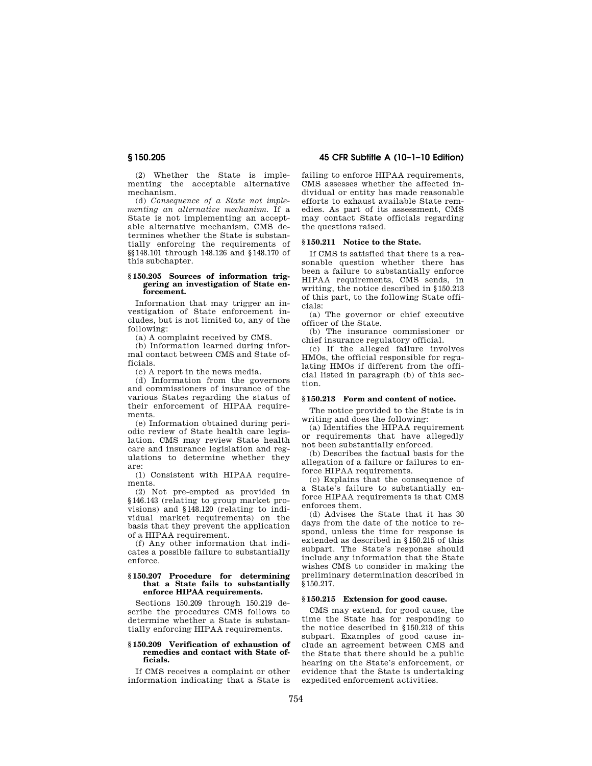(2) Whether the State is implementing the acceptable alternative mechanism.

(d) *Consequence of a State not implementing an alternative mechanism.* If a State is not implementing an acceptable alternative mechanism, CMS determines whether the State is substantially enforcing the requirements of §§148.101 through 148.126 and §148.170 of this subchapter.

### § 150.205 Sources of information triggering an investigation of State enforcement.

Information that may trigger an investigation of State enforcement includes, but is not limited to, any of the following:

(a) A complaint received by CMS.

(b) Information learned during informal contact between CMS and State officials.

(c) A report in the news media.

(d) Information from the governors and commissioners of insurance of the various States regarding the status of their enforcement of HIPAA requirements.

(e) Information obtained during periodic review of State health care legislation. CMS may review State health care and insurance legislation and regulations to determine whether they are:

(1) Consistent with HIPAA requirements.

(2) Not pre-empted as provided in §146.143 (relating to group market provisions) and §148.120 (relating to individual market requirements) on the basis that they prevent the application of a HIPAA requirement.

(f) Any other information that indicates a possible failure to substantially enforce.

### § 150.207 Procedure for determining that a State fails to substantially enforce HIPAA requirements.

Sections 150.209 through 150.219 describe the procedures CMS follows to determine whether a State is substantially enforcing HIPAA requirements.

### § 150.209 Verification of exhaustion of remedies and contact with State officials.

If CMS receives a complaint or other information indicating that a State is failing to enforce HIPAA requirements, CMS assesses whether the affected individual or entity has made reasonable efforts to exhaust available State remedies. As part of its assessment, CMS may contact State officials regarding the questions raised.

### § 150.211 Notice to the State.

If CMS is satisfied that there is a reasonable question whether there has been a failure to substantially enforce HIPAA requirements, CMS sends, in writing, the notice described in §150.213 of this part, to the following State officials:

(a) The governor or chief executive officer of the State.

(b) The insurance commissioner or chief insurance regulatory official.

(c) If the alleged failure involves HMOs, the official responsible for regulating HMOs if different from the official listed in paragraph (b) of this section.

### § 150.213 Form and content of notice.

The notice provided to the State is in writing and does the following:

(a) Identifies the HIPAA requirement or requirements that have allegedly not been substantially enforced.

(b) Describes the factual basis for the allegation of a failure or failures to enforce HIPAA requirements.

(c) Explains that the consequence of a State's failure to substantially enforce HIPAA requirements is that CMS enforces them.

(d) Advises the State that it has 30 days from the date of the notice to respond, unless the time for response is extended as described in §150.215 of this subpart. The State's response should include any information that the State wishes CMS to consider in making the preliminary determination described in §150.217.

### § 150.215 Extension for good cause.

CMS may extend, for good cause, the time the State has for responding to the notice described in §150.213 of this subpart. Examples of good cause include an agreement between CMS and the State that there should be a public hearing on the State's enforcement, or evidence that the State is undertaking expedited enforcement activities.